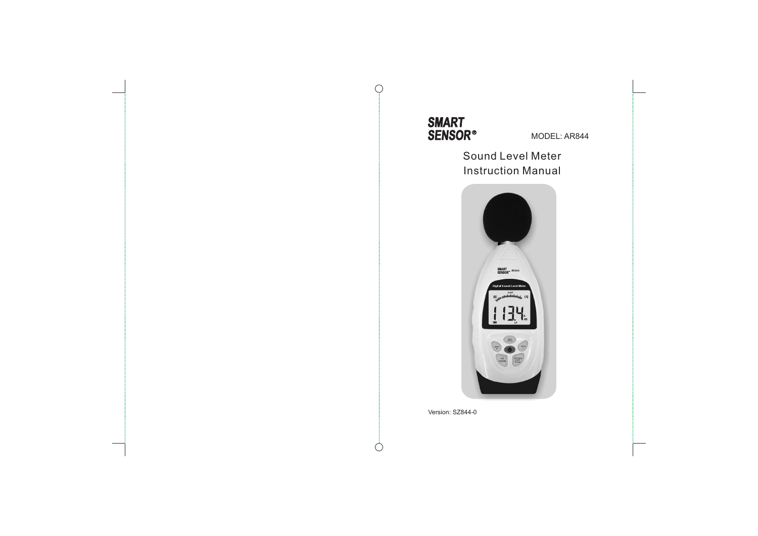**SMART SENSOR®**

MODEL: AR844

# Sound Level Meter Instruction Manual

Version: SZ844-0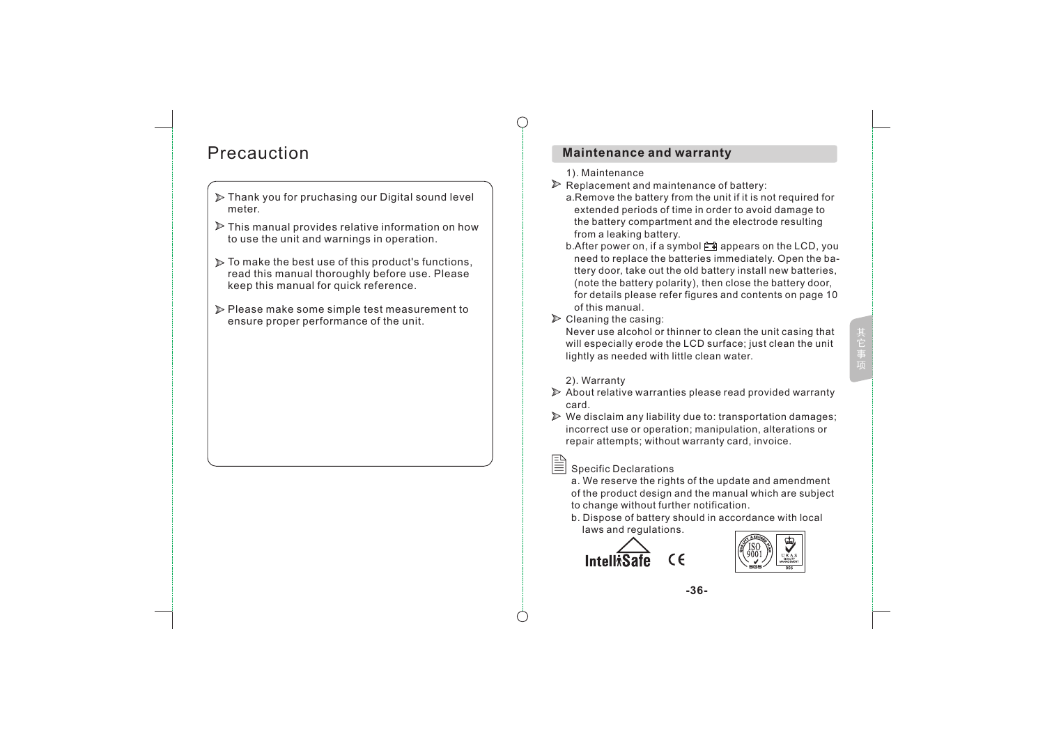# Precauction

- Thank you for pruchasing our Digital sound level meter.
- This manual provides relative information on how to use the unit and warnings in operation.
- To make the best use of this product's functions, read this manual thoroughly before use. Please keep this manual for quick reference.
- Please make some simple test measurement to ensure proper performance of the unit.

## Maintenance and warranty

1). Maintenance

- Replacement and maintenance of battery:
  - a.Remove the battery from the unit if it is not required for extended periods of time in order to avoid damage to the battery compartment and the electrode resulting from a leaking battery.
  - b.After power on, if a symbol appears on the LCD, you need to replace the batteries immediately. Open the battery door, take out the old battery install new batteries, (note the battery polarity), then close the battery door, for details please refer figures and contents on page 10 of this manual.
- Cleaning the casing:
  Never use alcohol or thinner to clean the unit casing that will especially erode the LCD surface; just clean the unit lightly as needed with little clean water.

2). Warranty

- About relative warranties please read provided warranty card.
- We disclaim any liability due to: transportation damages; incorrect use or operation; manipulation, alterations or repair attempts; without warranty card, invoice.

Specific Declarations

a. We reserve the rights of the update and amendment of the product design and the manual which are subject to change without further notification.

b. Dispose of battery should in accordance with local laws and regulations.

IntelliSafe CE

其它事项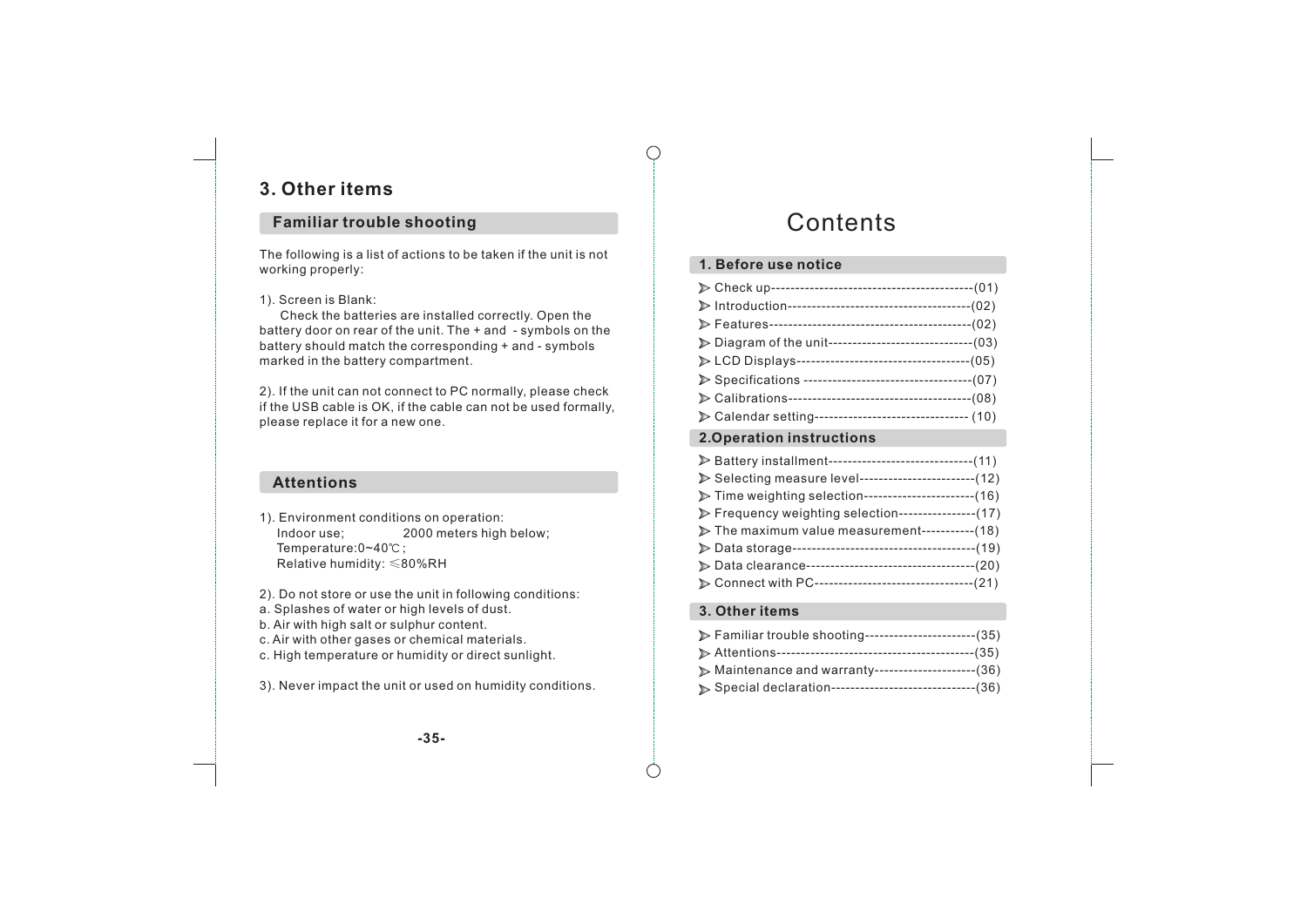# 3. Other items

## Familiar trouble shooting

The following is a list of actions to be taken if the unit is not working properly:

1). Screen is Blank:

Check the batteries are installed correctly. Open the battery door on rear of the unit. The + and - symbols on the battery should match the corresponding + and - symbols marked in the battery compartment.

2). If the unit can not connect to PC normally, please check if the USB cable is OK, if the cable can not be used formally, please replace it for a new one.

## Attentions

1). Environment conditions on operation:
Indoor use; 2000 meters high below;
Temperature:0~40℃;
Relative humidity: ≤80%RH

2). Do not store or use the unit in following conditions:
a. Splashes of water or high levels of dust.
b. Air with high salt or sulphur content.
c. Air with other gases or chemical materials.
c. High temperature or humidity or direct sunlight.

3). Never impact the unit or used on humidity conditions.

# Contents

## 1. Before use notice

- Check up------------------------------------------(01)
- Introduction--------------------------------------(02)
- Features------------------------------------------(02)
- Diagram of the unit------------------------------(03)
- LCD Displays-----------------------------------(05)
- Specifications ----------------------------------(07)
- Calibrations--------------------------------------(08)
- Calendar setting-------------------------------- (10)

## 2.Operation instructions

- Battery installment------------------------------(11)
- Selecting measure level------------------------(12)
- Time weighting selection-----------------------(16)
- Frequency weighting selection----------------(17)
- The maximum value measurement-----------(18)
- Data storage--------------------------------------(19)
- Data clearance-----------------------------------(20)
- Connect with PC---------------------------------(21)

## 3. Other items

- Familiar trouble shooting-----------------------(35)
- Attentions-----------------------------------------(35)
- Maintenance and warranty---------------------(36)
- Special declaration------------------------------(36)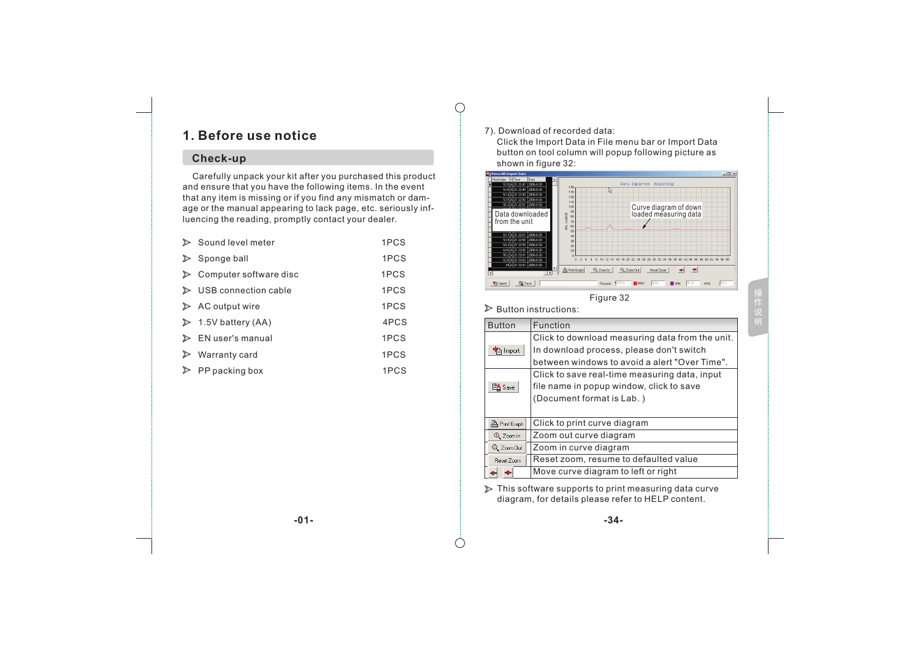# 1. Before use notice

## Check-up

Carefully unpack your kit after you purchased this product and ensure that you have the following items. In the event that any item is missing or if you find any mismatch or damage or the manual appearing to lack page, etc. seriously influencing the reading, promptly contact your dealer.

| Item | Qty |
|---|---|
| Sound level meter | 1PCS |
| Sponge ball | 1PCS |
| Computer software disc | 1PCS |
| USB connection cable | 1PCS |
| AC output wire | 1PCS |
| 1.5V battery (AA) | 4PCS |
| EN user's manual | 1PCS |
| Warranty card | 1PCS |
| PP packing box | 1PCS |

7). Download of recorded data:

Click the Import Data in File menu bar or Import Data button on tool column will popup following picture as shown in figure 32:

Data downloaded from the unit

Curve diagram of down loaded measuring data

Figure 32

- Button instructions:

| Button | Function |
|---|---|
| Import | Click to download measuring data from the unit. In download process, please don't switch between windows to avoid a alert "Over Time". |
| Save | Click to save real-time measuring data, input file name in popup window, click to save (Document format is Lab. ) |
| Print Graph | Click to print curve diagram |
| Zoom In | Zoom out curve diagram |
| Zoom Out | Zoom in curve diagram |
| Reset Zoom | Reset zoom, resume to defaulted value |
| ← → | Move curve diagram to left or right |

- This software supports to print measuring data curve diagram, for details please refer to HELP content.

操作说明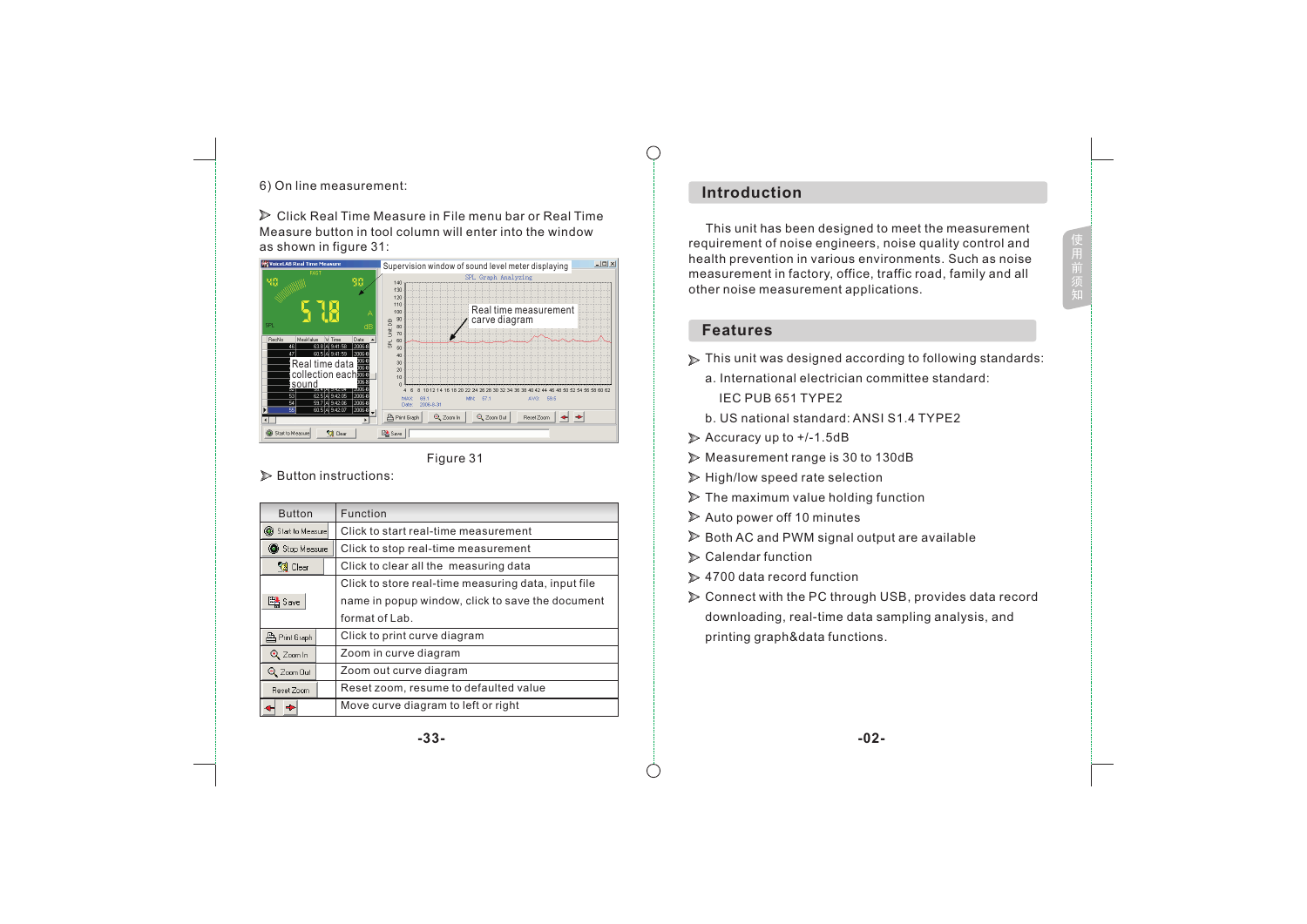6) On line measurement:

➢ Click Real Time Measure in File menu bar or Real Time Measure button in tool column will enter into the window as shown in figure 31:

Figure 31

➢ Button instructions:

| Button | Function |
| --- | --- |
| Start to Measure | Click to start real-time measurement |
| Stop Measure | Click to stop real-time measurement |
| Clear | Click to clear all the measuring data |
| Save | Click to store real-time measuring data, input file name in popup window, click to save the document format of Lab. |
| Print Graph | Click to print curve diagram |
| Zoom In | Zoom in curve diagram |
| Zoom Out | Zoom out curve diagram |
| Reset Zoom | Reset zoom, resume to defaulted value |
| ← → | Move curve diagram to left or right |

## Introduction

This unit has been designed to meet the measurement requirement of noise engineers, noise quality control and health prevention in various environments. Such as noise measurement in factory, office, traffic road, family and all other noise measurement applications.

## Features

➢ This unit was designed according to following standards:
   a. International electrician committee standard:
      IEC PUB 651 TYPE2
   b. US national standard: ANSI S1.4 TYPE2

➢ Accuracy up to +/-1.5dB

➢ Measurement range is 30 to 130dB

➢ High/low speed rate selection

➢ The maximum value holding function

➢ Auto power off 10 minutes

➢ Both AC and PWM signal output are available

➢ Calendar function

➢ 4700 data record function

➢ Connect with the PC through USB, provides data record downloading, real-time data sampling analysis, and printing graph&data functions.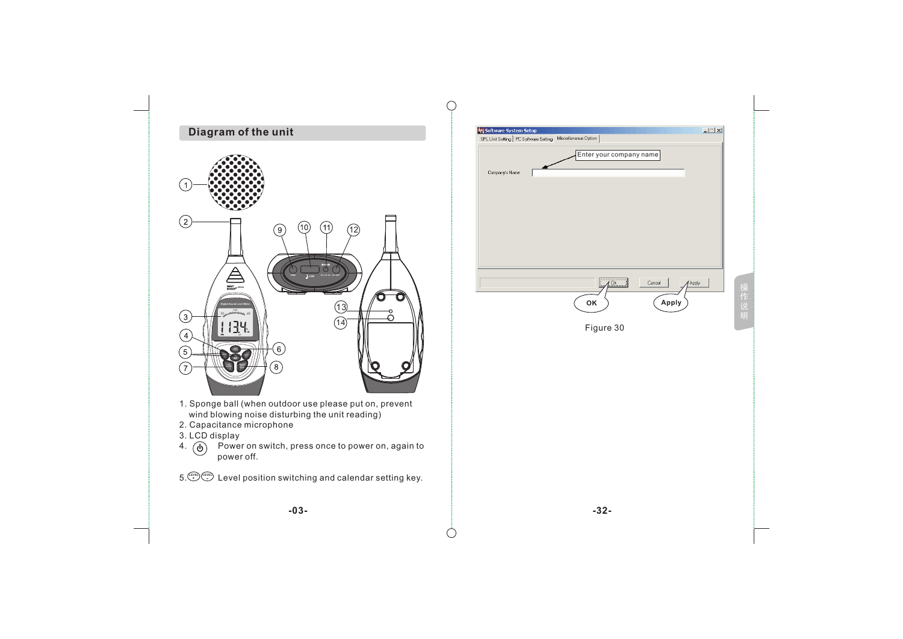## Diagram of the unit

1. Sponge ball (when outdoor use please put on, prevent wind blowing noise disturbing the unit reading)
2. Capacitance microphone
3. LCD display
4. Power on switch, press once to power on, again to power off.
5. LEVEL+ LEVEL- Level position switching and calendar setting key.

Figure 30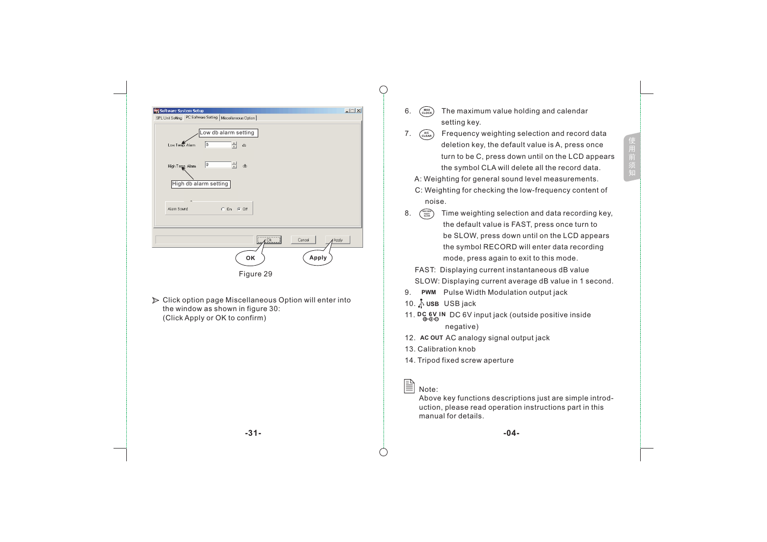Figure 29

➢ Click option page Miscellaneous Option will enter into the window as shown in figure 30:
(Click Apply or OK to confirm)

6. MAX CLOCK The maximum value holding and calendar setting key.

7. A/C CLEAR Frequency weighting selection and record data deletion key, the default value is A, press once turn to be C, press down until on the LCD appears the symbol CLA will delete all the record data.

A: Weighting for general sound level measurements.

C: Weighting for checking the low-frequency content of noise.

8. RECORD FAST/SLOW Time weighting selection and data recording key, the default value is FAST, press once turn to be SLOW, press down until on the LCD appears the symbol RECORD will enter data recording mode, press again to exit to this mode.

FAST: Displaying current instantaneous dB value

SLOW: Displaying current average dB value in 1 second.

9. **PWM** Pulse Width Modulation output jack

10. **USB** USB jack

11. **DC 6V IN** DC 6V input jack (outside positive inside negative)

12. **AC OUT** AC analogy signal output jack

13. Calibration knob

14. Tripod fixed screw aperture

Note:
Above key functions descriptions just are simple introduction, please read operation instructions part in this manual for details.

使用前须知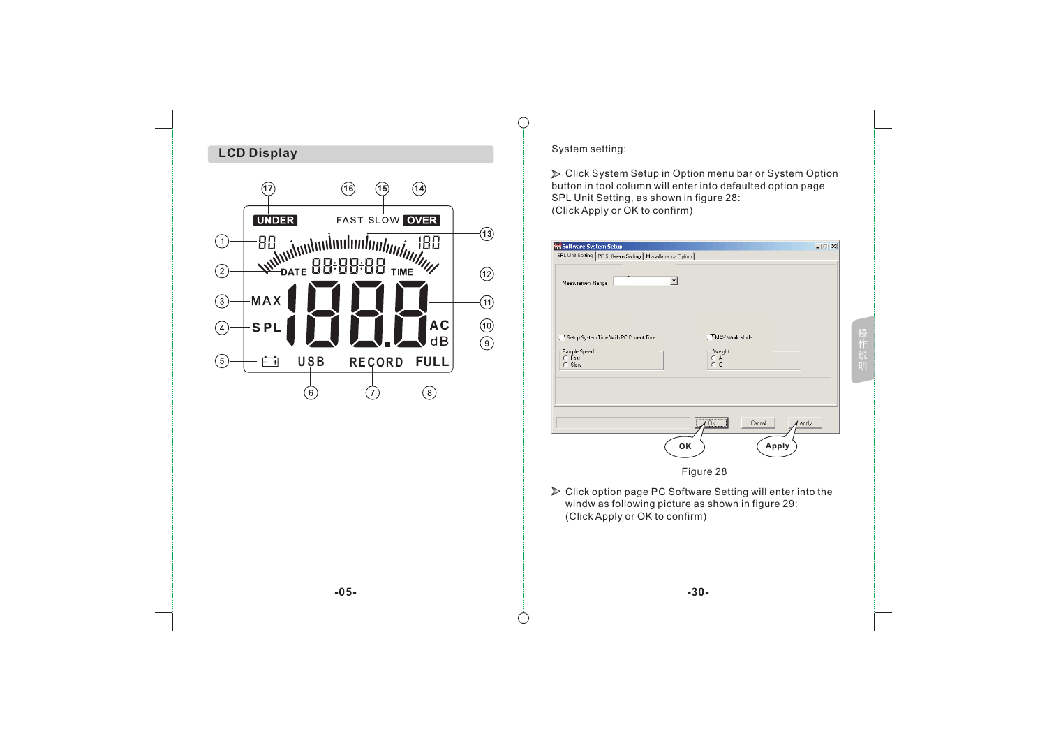## LCD Display

System setting:

➢ Click System Setup in Option menu bar or System Option button in tool column will enter into defaulted option page SPL Unit Setting, as shown in figure 28:
(Click Apply or OK to confirm)

Figure 28

➢ Click option page PC Software Setting will enter into the windw as following picture as shown in figure 29:
(Click Apply or OK to confirm)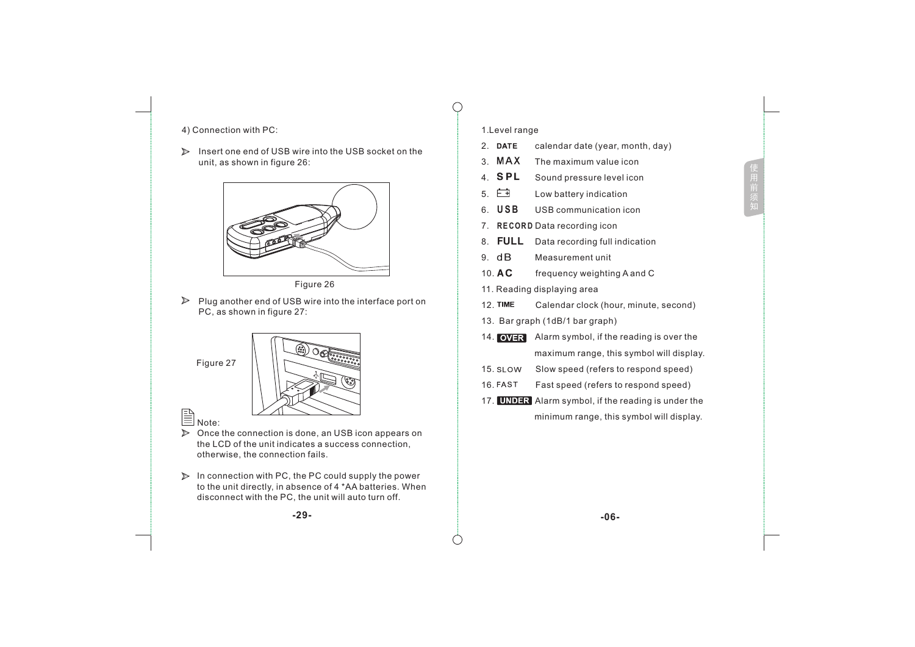4) Connection with PC:

- Insert one end of USB wire into the USB socket on the unit, as shown in figure 26:

Figure 26

- Plug another end of USB wire into the interface port on PC, as shown in figure 27:

Figure 27

Note:

- Once the connection is done, an USB icon appears on the LCD of the unit indicates a success connection, otherwise, the connection fails.
- In connection with PC, the PC could supply the power to the unit directly, in absence of 4 *AA batteries. When disconnect with the PC, the unit will auto turn off.

1. Level range
2. **DATE** calendar date (year, month, day)
3. **MAX** The maximum value icon
4. **SPL** Sound pressure level icon
5. Low battery indication
6. **USB** USB communication icon
7. **RECORD** Data recording icon
8. **FULL** Data recording full indication
9. dB Measurement unit
10. **AC** frequency weighting A and C
11. Reading displaying area
12. **TIME** Calendar clock (hour, minute, second)
13. Bar graph (1dB/1 bar graph)
14. **OVER** Alarm symbol, if the reading is over the maximum range, this symbol will display.
15. SLOW Slow speed (refers to respond speed)
16. FAST Fast speed (refers to respond speed)
17. **UNDER** Alarm symbol, if the reading is under the minimum range, this symbol will display.

使用前须知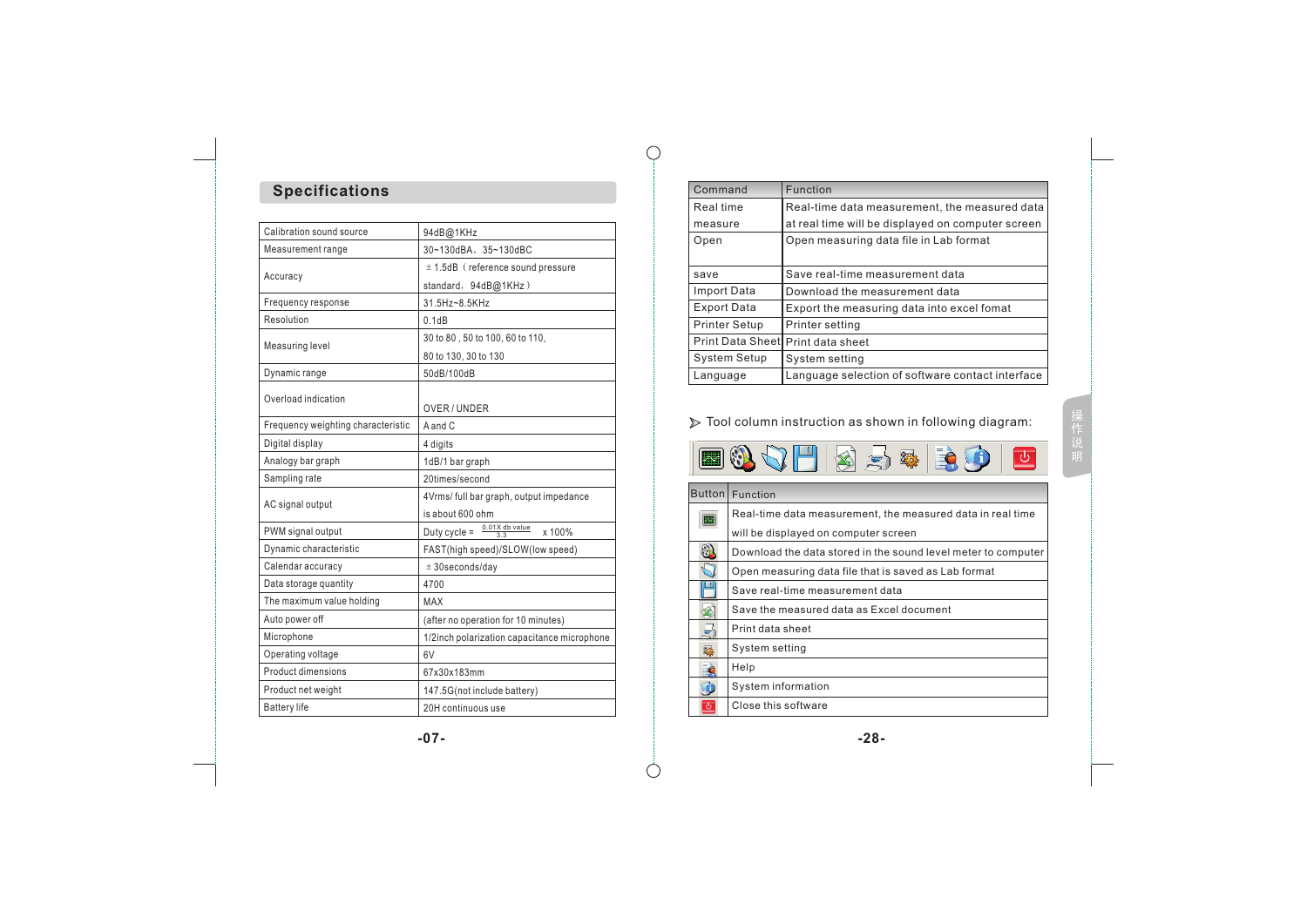## Specifications

| Calibration sound source | 94dB@1KHz |
|---|---|
| Measurement range | 30~130dBA、35~130dBC |
| Accuracy | ±1.5dB（reference sound pressure standard，94dB@1KHz） |
| Frequency response | 31.5Hz~8.5KHz |
| Resolution | 0.1dB |
| Measuring level | 30 to 80 , 50 to 100, 60 to 110, 80 to 130, 30 to 130 |
| Dynamic range | 50dB/100dB |
| Overload indication | OVER / UNDER |
| Frequency weighting characteristic | A and C |
| Digital display | 4 digits |
| Analogy bar graph | 1dB/1 bar graph |
| Sampling rate | 20times/second |
| AC signal output | 4Vrms/ full bar graph, output impedance is about 600 ohm |
| PWM signal output | Duty cycle = $\frac{0.01X\ db\ value}{3.3}$ x 100% |
| Dynamic characteristic | FAST(high speed)/SLOW(low speed) |
| Calendar accuracy | ±30seconds/day |
| Data storage quantity | 4700 |
| The maximum value holding | MAX |
| Auto power off | (after no operation for 10 minutes) |
| Microphone | 1/2inch polarization capacitance microphone |
| Operating voltage | 6V |
| Product dimensions | 67x30x183mm |
| Product net weight | 147.5G(not include battery) |
| Battery life | 20H continuous use |

| Command | Function |
|---|---|
| Real time measure | Real-time data measurement, the measured data at real time will be displayed on computer screen |
| Open | Open measuring data file in Lab format |
| save | Save real-time measurement data |
| Import Data | Download the measurement data |
| Export Data | Export the measuring data into excel fomat |
| Printer Setup | Printer setting |
| Print Data Sheet | Print data sheet |
| System Setup | System setting |
| Language | Language selection of software contact interface |

➢ Tool column instruction as shown in following diagram:

| Button | Function |
|---|---|
| | Real-time data measurement, the measured data in real time will be displayed on computer screen |
| | Download the data stored in the sound level meter to computer |
| | Open measuring data file that is saved as Lab format |
| | Save real-time measurement data |
| | Save the measured data as Excel document |
| | Print data sheet |
| | System setting |
| | Help |
| | System information |
| | Close this software |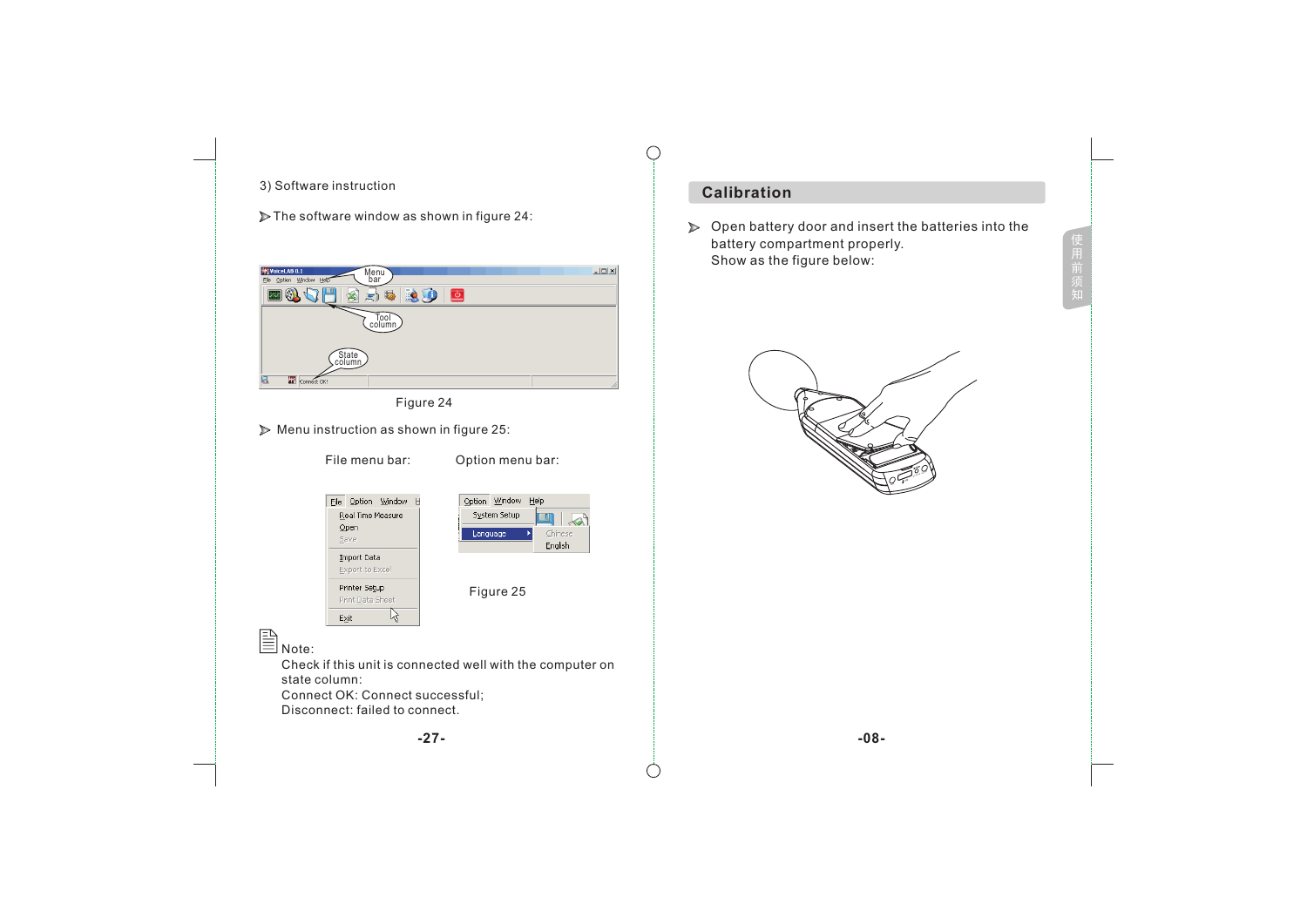3) Software instruction

➢ The software window as shown in figure 24:

Figure 24

➢ Menu instruction as shown in figure 25:

File menu bar:　　　Option menu bar:

Figure 25

Note:
Check if this unit is connected well with the computer on state column:
Connect OK: Connect successful;
Disconnect: failed to connect.

## Calibration

➢ Open battery door and insert the batteries into the battery compartment properly.
Show as the figure below: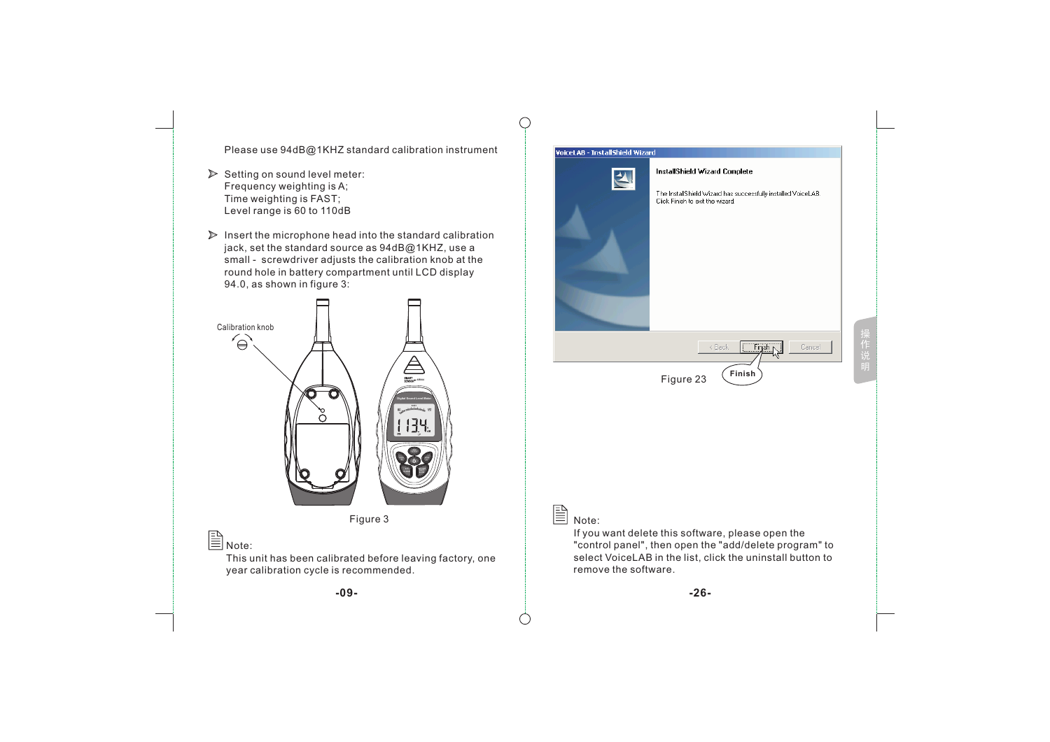Please use 94dB@1KHZ standard calibration instrument

- Setting on sound level meter:
  Frequency weighting is A;
  Time weighting is FAST;
  Level range is 60 to 110dB

- Insert the microphone head into the standard calibration jack, set the standard source as 94dB@1KHZ, use a small - screwdriver adjusts the calibration knob at the round hole in battery compartment until LCD display 94.0, as shown in figure 3:

Calibration knob

Figure 3

Note:
This unit has been calibrated before leaving factory, one year calibration cycle is recommended.

VoiceLAB - InstallShield Wizard

**InstallShield Wizard Complete**

The InstallShield wizard has successfully installed VoiceLAB. Click Finish to exit the wizard.

< Back | Finish | Cancel

Finish

Figure 23

Note:
If you want delete this software, please open the "control panel", then open the "add/delete program" to select VoiceLAB in the list, click the uninstall button to remove the software.

操作说明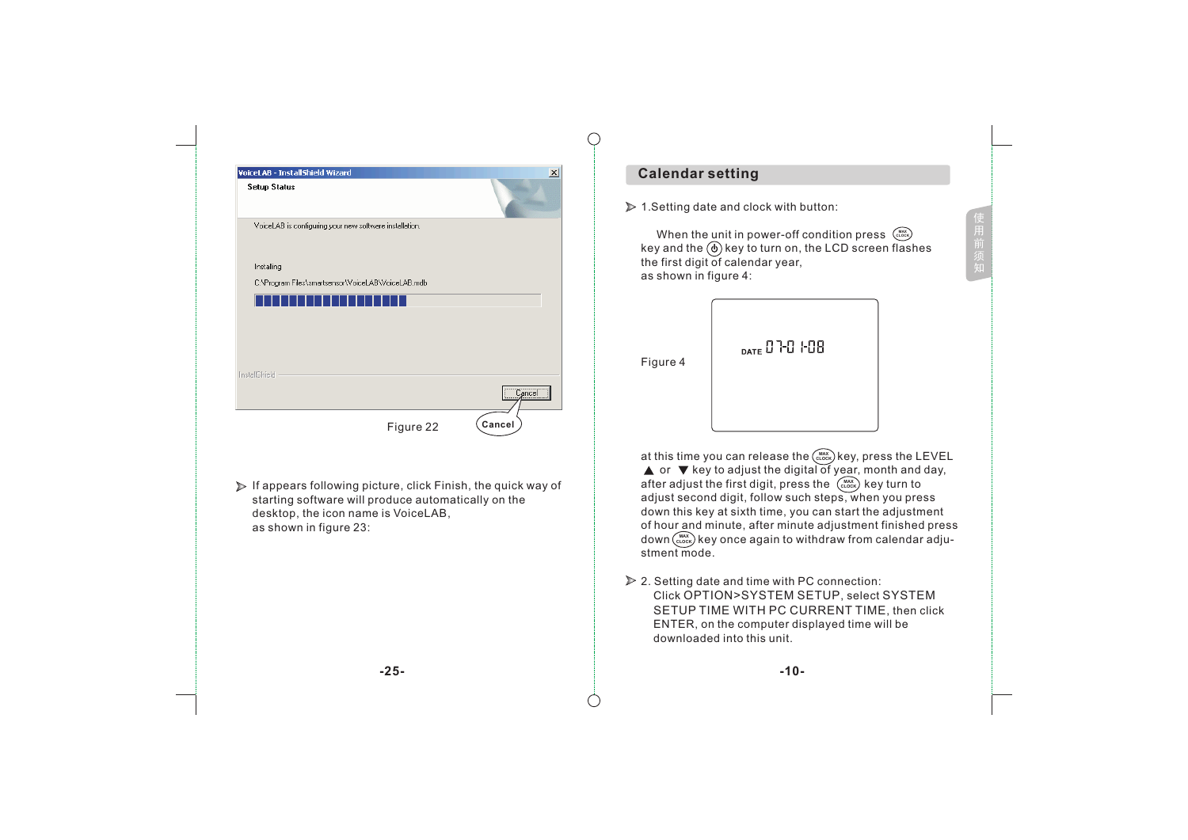VoiceLAB - InstallShield Wizard

Setup Status

VoiceLAB is configuring your new software installation.

Installing

C:\Program Files\smartsensor\VoiceLAB\VoiceLAB.mdb

InstallShield

Cancel

Figure 22

Cancel

- If appears following picture, click Finish, the quick way of starting software will produce automatically on the desktop, the icon name is VoiceLAB, as shown in figure 23:

## Calendar setting

- 1.Setting date and clock with button:

When the unit in power-off condition press MAX CLOCK key and the ⏻ key to turn on, the LCD screen flashes the first digit of calendar year, as shown in figure 4:

Figure 4

DATE 07-01-08

at this time you can release the MAX CLOCK key, press the LEVEL ▲ or ▼ key to adjust the digital of year, month and day, after adjust the first digit, press the MAX CLOCK key turn to adjust second digit, follow such steps, when you press down this key at sixth time, you can start the adjustment of hour and minute, after minute adjustment finished press down MAX CLOCK key once again to withdraw from calendar adjustment mode.

- 2. Setting date and time with PC connection: Click OPTION>SYSTEM SETUP, select SYSTEM SETUP TIME WITH PC CURRENT TIME, then click ENTER, on the computer displayed time will be downloaded into this unit.

使用前须知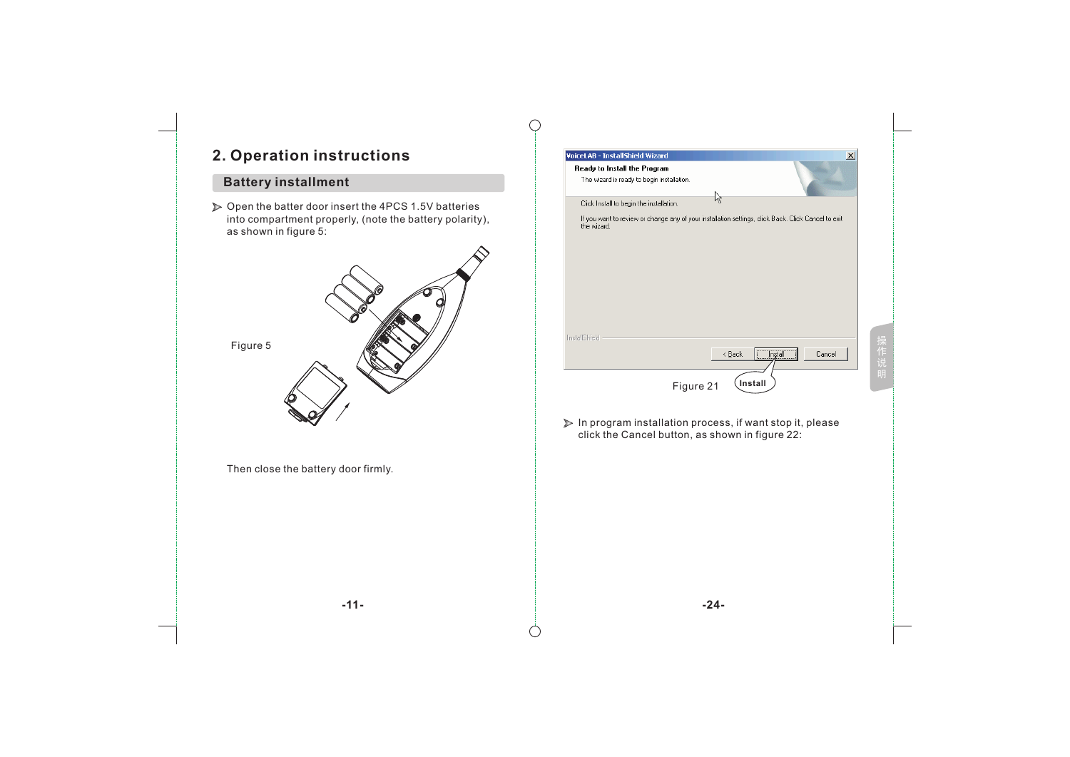## 2. Operation instructions

### Battery installment

- Open the batter door insert the 4PCS 1.5V batteries into compartment properly, (note the battery polarity), as shown in figure 5:

Figure 5

Then close the battery door firmly.

Figure 21

- In program installation process, if want stop it, please click the Cancel button, as shown in figure 22: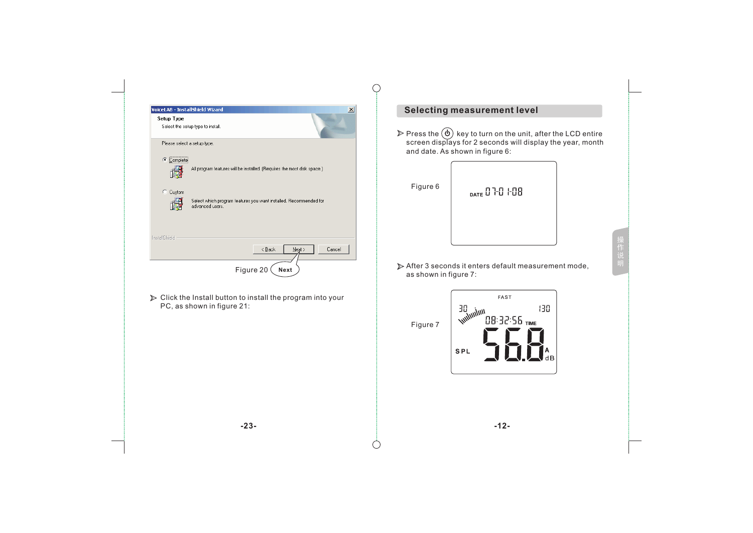Figure 20

➢ Click the Install button to install the program into your PC, as shown in figure 21:

## Selecting measurement level

➢ Press the ⏻ key to turn on the unit, after the LCD entire screen displays for 2 seconds will display the year, month and date. As shown in figure 6:

Figure 6

➢ After 3 seconds it enters default measurement mode, as shown in figure 7:

Figure 7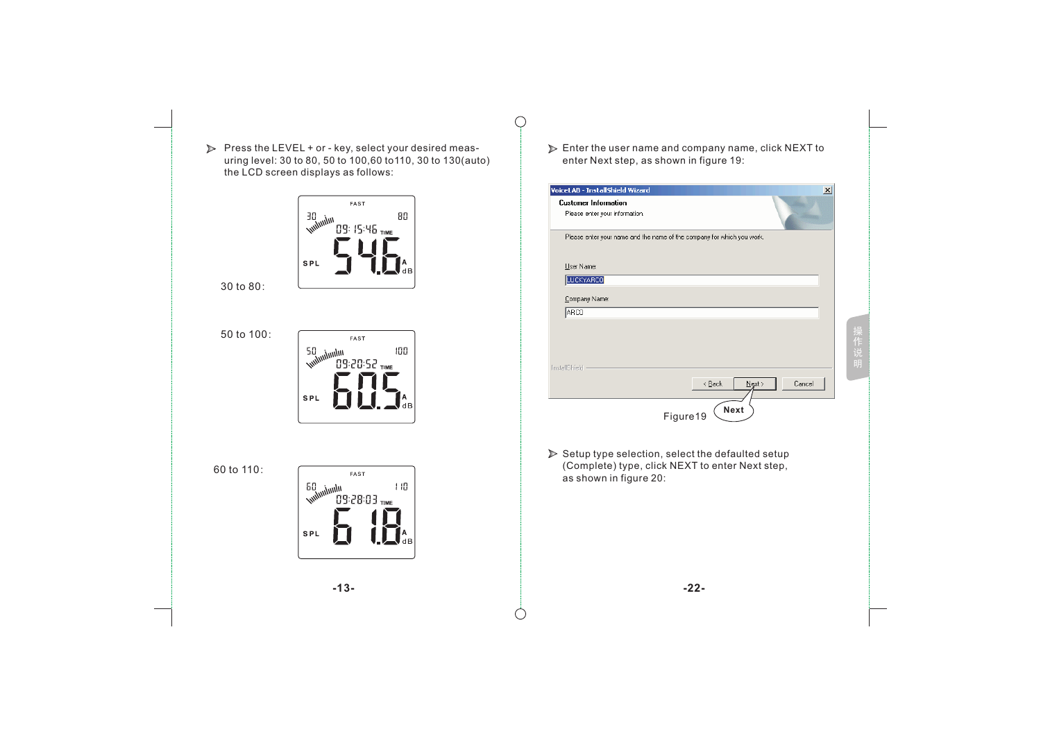- Press the LEVEL + or - key, select your desired measuring level: 30 to 80, 50 to 100,60 to110, 30 to 130(auto) the LCD screen displays as follows:

30 to 80:

FAST
30 80
09:15:46 TIME
SPL 54.6 A dB

50 to 100:

FAST
50 100
09:20:52 TIME
SPL 60.5 A dB

60 to 110:

FAST
60 110
09:28:03 TIME
SPL 61.8 A dB

- Enter the user name and company name, click NEXT to enter Next step, as shown in figure 19:

VoiceLAB - InstallShield Wizard

Customer Information

Please enter your information.

Please enter your name and the name of the company for which you work.

User Name:

LUCKYARCO

Company Name:

ARCO

InstallShield

< Back | Next > | Cancel

Next

Figure19

- Setup type selection, select the defaulted setup (Complete) type, click NEXT to enter Next step, as shown in figure 20:

操作说明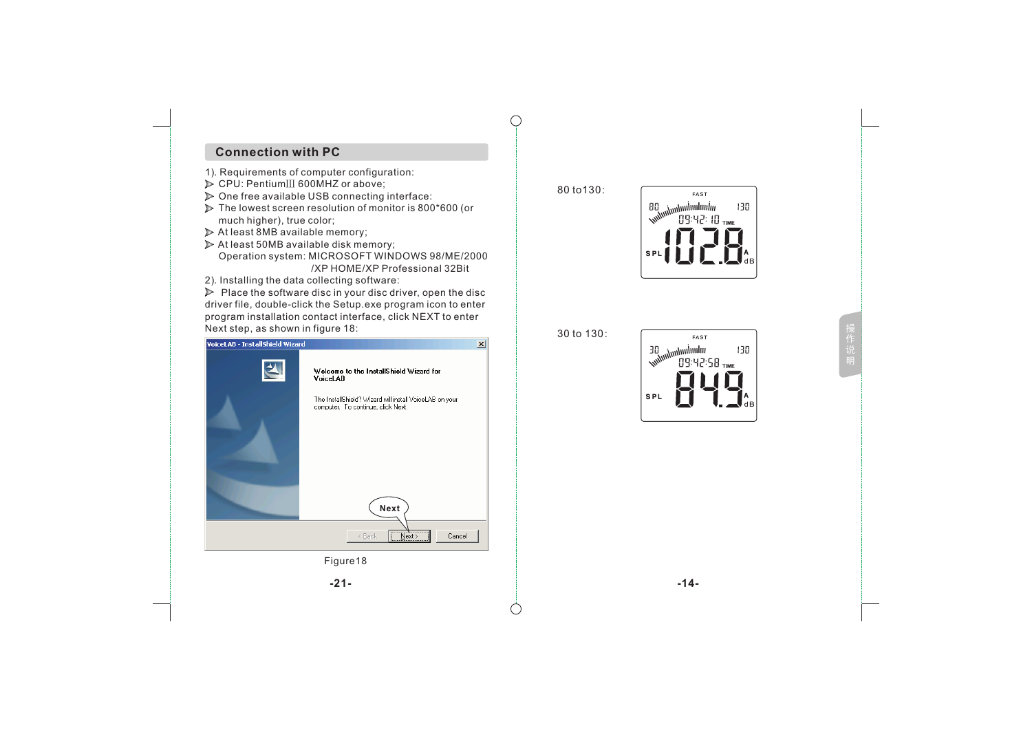## Connection with PC

1). Requirements of computer configuration:

- CPU: PentiumIII 600MHZ or above;
- One free available USB connecting interface:
- The lowest screen resolution of monitor is 800*600 (or much higher), true color;
- At least 8MB available memory;
- At least 50MB available disk memory;

Operation system: MICROSOFT WINDOWS 98/ME/2000 /XP HOME/XP Professional 32Bit

2). Installing the data collecting software:

- Place the software disc in your disc driver, open the disc driver file, double-click the Setup.exe program icon to enter program installation contact interface, click NEXT to enter Next step, as shown in figure 18:

VoiceLAB - InstallShield Wizard

Welcome to the InstallShield Wizard for VoiceLAB

The InstallShield? Wizard will install VoiceLAB on your computer. To continue, click Next.

Next

< Back | Next > | Cancel

Figure18

80 to130:

FAST 80 130 09:42:10 TIME SPL 102.8 A dB

30 to 130:

FAST 30 130 09:42:58 TIME SPL 84.9 A dB

操作说明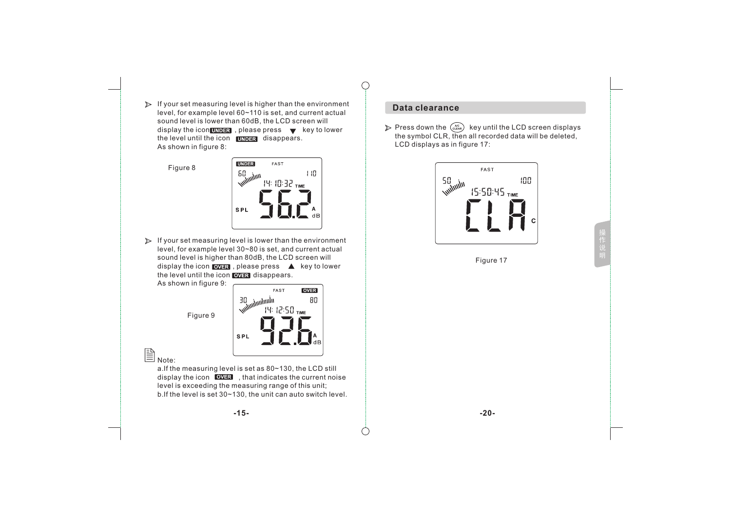- If your set measuring level is higher than the environment level, for example level 60~110 is set, and current actual sound level is lower than 60dB, the LCD screen will display the icon **UNDER** , please press ▼ key to lower the level until the icon **UNDER** disappears.
  As shown in figure 8:

Figure 8

- If your set measuring level is lower than the environment level, for example level 30~80 is set, and current actual sound level is higher than 80dB, the LCD screen will display the icon **OVER** , please press ▲ key to lower the level until the icon **OVER** disappears.
  As shown in figure 9:

Figure 9

Note:

a.If the measuring level is set as 80~130, the LCD still display the icon **OVER** , that indicates the current noise level is exceeding the measuring range of this unit;

b.If the level is set 30~130, the unit can auto switch level.

## Data clearance

- Press down the A/C CLEAR key until the LCD screen displays the symbol CLR, then all recorded data will be deleted, LCD displays as in figure 17:

Figure 17

操作说明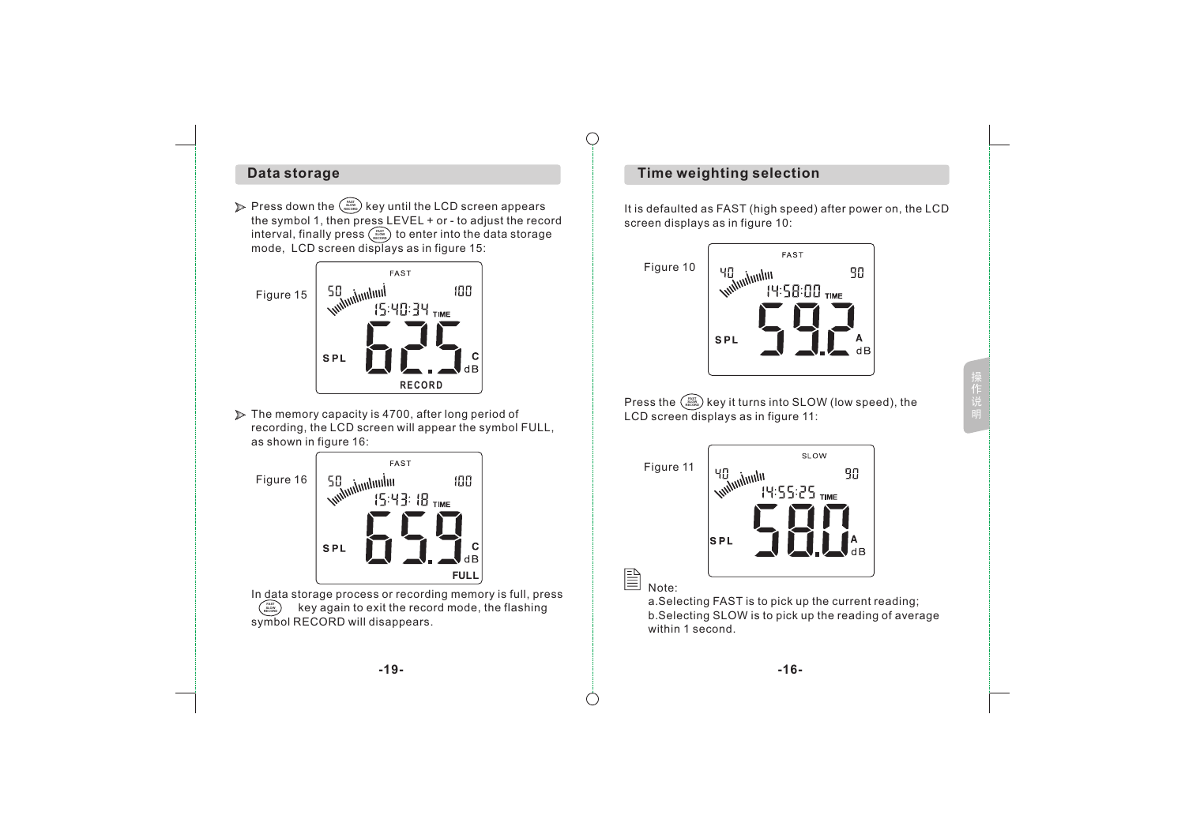## Data storage

- Press down the FAST/SLOW/RECORD key until the LCD screen appears the symbol 1, then press LEVEL + or - to adjust the record interval, finally press FAST/SLOW/RECORD to enter into the data storage mode, LCD screen displays as in figure 15:

Figure 15

- The memory capacity is 4700, after long period of recording, the LCD screen will appear the symbol FULL, as shown in figure 16:

Figure 16

In data storage process or recording memory is full, press FAST/SLOW/RECORD key again to exit the record mode, the flashing symbol RECORD will disappears.

## Time weighting selection

It is defaulted as FAST (high speed) after power on, the LCD screen displays as in figure 10:

Figure 10

Press the FAST/SLOW/RECORD key it turns into SLOW (low speed), the LCD screen displays as in figure 11:

Figure 11

Note:
a.Selecting FAST is to pick up the current reading;
b.Selecting SLOW is to pick up the reading of average within 1 second.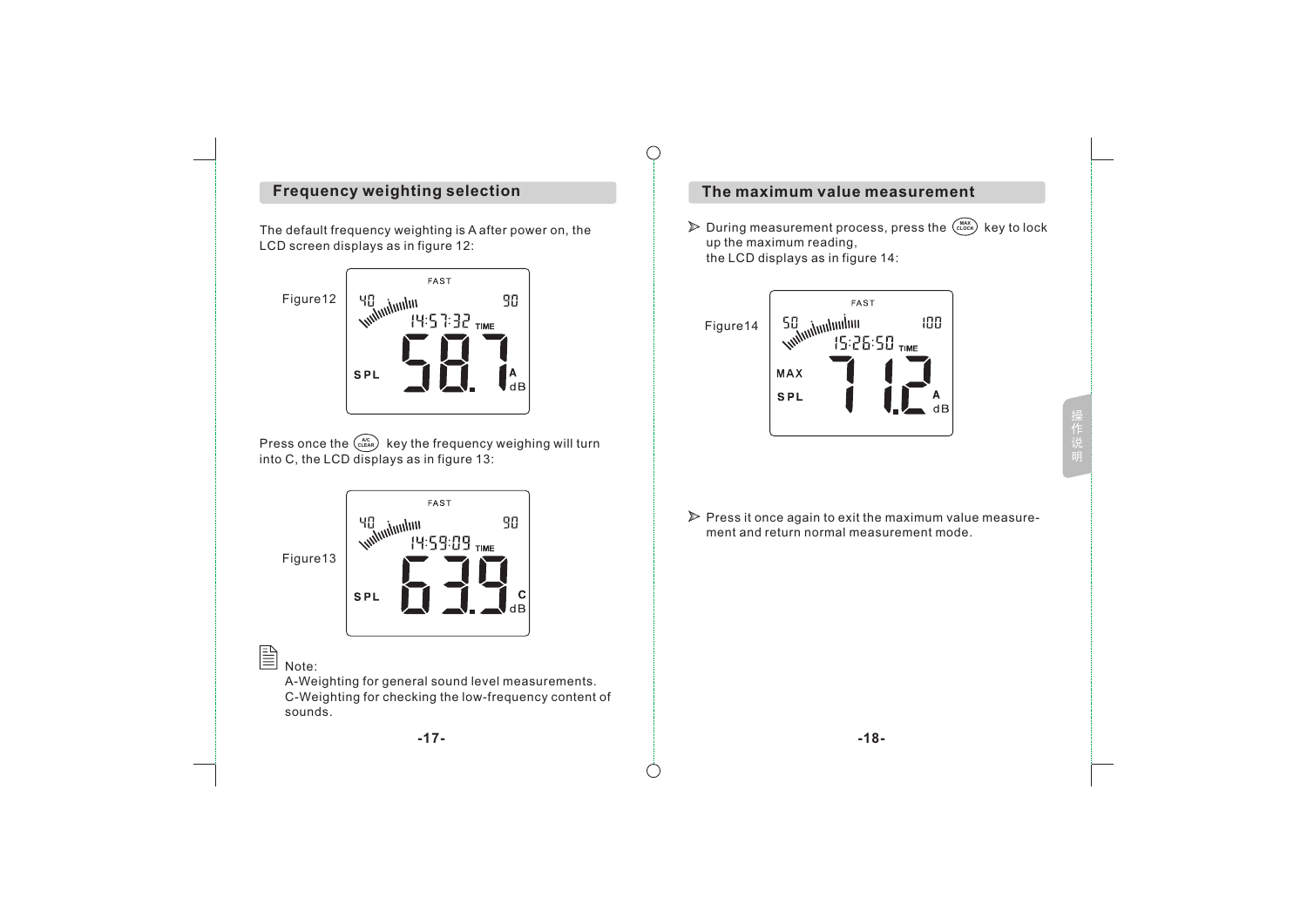## Frequency weighting selection

The default frequency weighting is A after power on, the LCD screen displays as in figure 12:

Figure12

FAST
40
90
14:57:32 TIME
SPL
58.7
A
dB

Press once the A/C CLEAR key the frequency weighing will turn into C, the LCD displays as in figure 13:

Figure13

FAST
40
90
14:59:09 TIME
SPL
63.9
C
dB

Note:
A-Weighting for general sound level measurements.
C-Weighting for checking the low-frequency content of sounds.

## The maximum value measurement

- During measurement process, press the MAX CLOCK key to lock up the maximum reading, the LCD displays as in figure 14:

Figure14

FAST
50
100
15:26:50 TIME
MAX
SPL
71.2
A
dB

- Press it once again to exit the maximum value measurement and return normal measurement mode.

操作说明